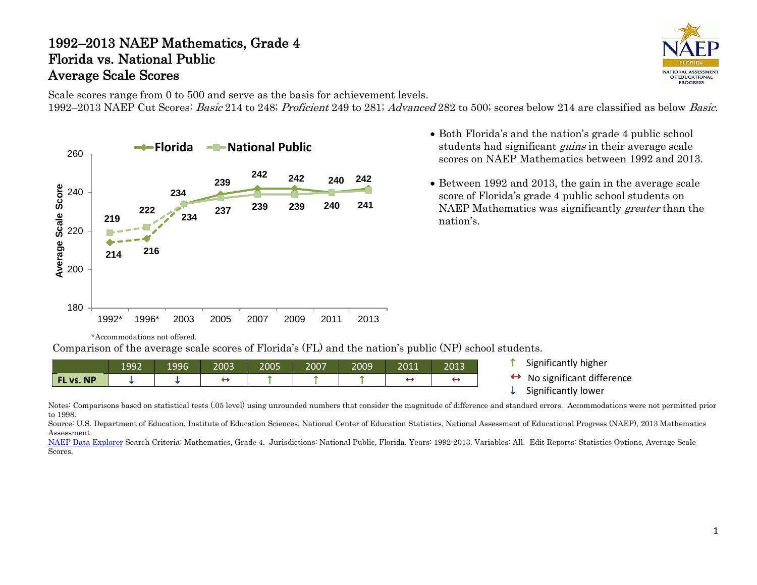# 1992–2013 NAEP Mathematics, Grade 4
# Florida vs. National Public
# Average Scale Scores

Scale scores range from 0 to 500 and serve as the basis for achievement levels.
1992–2013 NAEP Cut Scores: *Basic* 214 to 248; *Proficient* 249 to 281; *Advanced* 282 to 500; scores below 214 are classified as below *Basic*.

| Year | Florida | National Public |
|---|---|---|
| 1992* | 214 | 219 |
| 1996* | 216 | 222 |
| 2003 | 234 | 234 |
| 2005 | 239 | 237 |
| 2007 | 242 | 239 |
| 2009 | 242 | 239 |
| 2011 | 240 | 240 |
| 2013 | 242 | 241 |

*Accommodations not offered.

- Both Florida's and the nation's grade 4 public school students had significant *gains* in their average scale scores on NAEP Mathematics between 1992 and 2013.
- Between 1992 and 2013, the gain in the average scale score of Florida's grade 4 public school students on NAEP Mathematics was significantly *greater* than the nation's.

Comparison of the average scale scores of Florida's (FL) and the nation's public (NP) school students.

| | 1992 | 1996 | 2003 | 2005 | 2007 | 2009 | 2011 | 2013 |
|---|---|---|---|---|---|---|---|---|
| FL vs. NP | ↓ | ↓ | ↔ | ↑ | ↑ | ↑ | ↔ | ↔ |

↑ Significantly higher
↔ No significant difference
↓ Significantly lower

Notes: Comparisons based on statistical tests (.05 level) using unrounded numbers that consider the magnitude of difference and standard errors. Accommodations were not permitted prior to 1998.
Source: U.S. Department of Education, Institute of Education Sciences, National Center of Education Statistics, National Assessment of Educational Progress (NAEP), 2013 Mathematics Assessment.
NAEP Data Explorer Search Criteria: Mathematics, Grade 4. Jurisdictions: National Public, Florida. Years: 1992-2013. Variables: All. Edit Reports: Statistics Options, Average Scale Scores.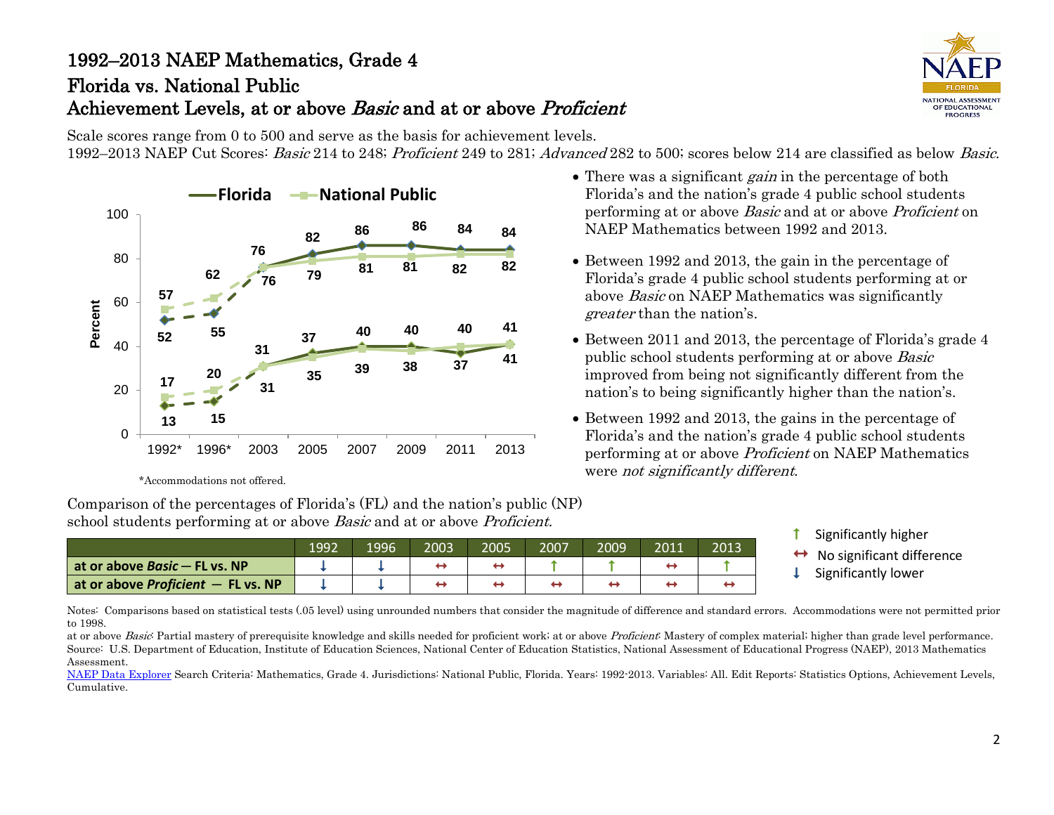# 1992–2013 NAEP Mathematics, Grade 4
## Florida vs. National Public
## Achievement Levels, at or above *Basic* and at or above *Proficient*

Scale scores range from 0 to 500 and serve as the basis for achievement levels.
1992–2013 NAEP Cut Scores: *Basic* 214 to 248; *Proficient* 249 to 281; *Advanced* 282 to 500; scores below 214 are classified as below *Basic*.

| Year | Florida – at or above *Basic* | National Public – at or above *Basic* | Florida – at or above *Proficient* | National Public – at or above *Proficient* |
|---|---|---|---|---|
| 1992* | 52 | 57 | 13 | 17 |
| 1996* | 55 | 62 | 15 | 20 |
| 2003 | 76 | 76 | 31 | 31 |
| 2005 | 82 | 79 | 37 | 35 |
| 2007 | 86 | 81 | 40 | 39 |
| 2009 | 86 | 81 | 40 | 38 |
| 2011 | 84 | 82 | 37 | 40 |
| 2013 | 84 | 82 | 41 | 41 |

*Accommodations not offered.

- There was a significant *gain* in the percentage of both Florida's and the nation's grade 4 public school students performing at or above *Basic* and at or above *Proficient* on NAEP Mathematics between 1992 and 2013.
- Between 1992 and 2013, the gain in the percentage of Florida's grade 4 public school students performing at or above *Basic* on NAEP Mathematics was significantly *greater* than the nation's.
- Between 2011 and 2013, the percentage of Florida's grade 4 public school students performing at or above *Basic* improved from being not significantly different from the nation's to being significantly higher than the nation's.
- Between 1992 and 2013, the gains in the percentage of Florida's and the nation's grade 4 public school students performing at or above *Proficient* on NAEP Mathematics were *not significantly different*.

Comparison of the percentages of Florida's (FL) and the nation's public (NP) school students performing at or above *Basic* and at or above *Proficient*.

| | 1992 | 1996 | 2003 | 2005 | 2007 | 2009 | 2011 | 2013 |
|---|---|---|---|---|---|---|---|---|
| **at or above *Basic* — FL vs. NP** | ↓ | ↓ | ↔ | ↔ | ↑ | ↑ | ↔ | ↑ |
| **at or above *Proficient* — FL vs. NP** | ↓ | ↓ | ↔ | ↔ | ↔ | ↔ | ↔ | ↔ |

↑ Significantly higher
↔ No significant difference
↓ Significantly lower

Notes: Comparisons based on statistical tests (.05 level) using unrounded numbers that consider the magnitude of difference and standard errors. Accommodations were not permitted prior to 1998.
at or above *Basic*: Partial mastery of prerequisite knowledge and skills needed for proficient work; at or above *Proficient*: Mastery of complex material; higher than grade level performance.
Source: U.S. Department of Education, Institute of Education Sciences, National Center of Education Statistics, National Assessment of Educational Progress (NAEP), 2013 Mathematics Assessment.
NAEP Data Explorer Search Criteria: Mathematics, Grade 4. Jurisdictions: National Public, Florida. Years: 1992-2013. Variables: All. Edit Reports: Statistics Options, Achievement Levels, Cumulative.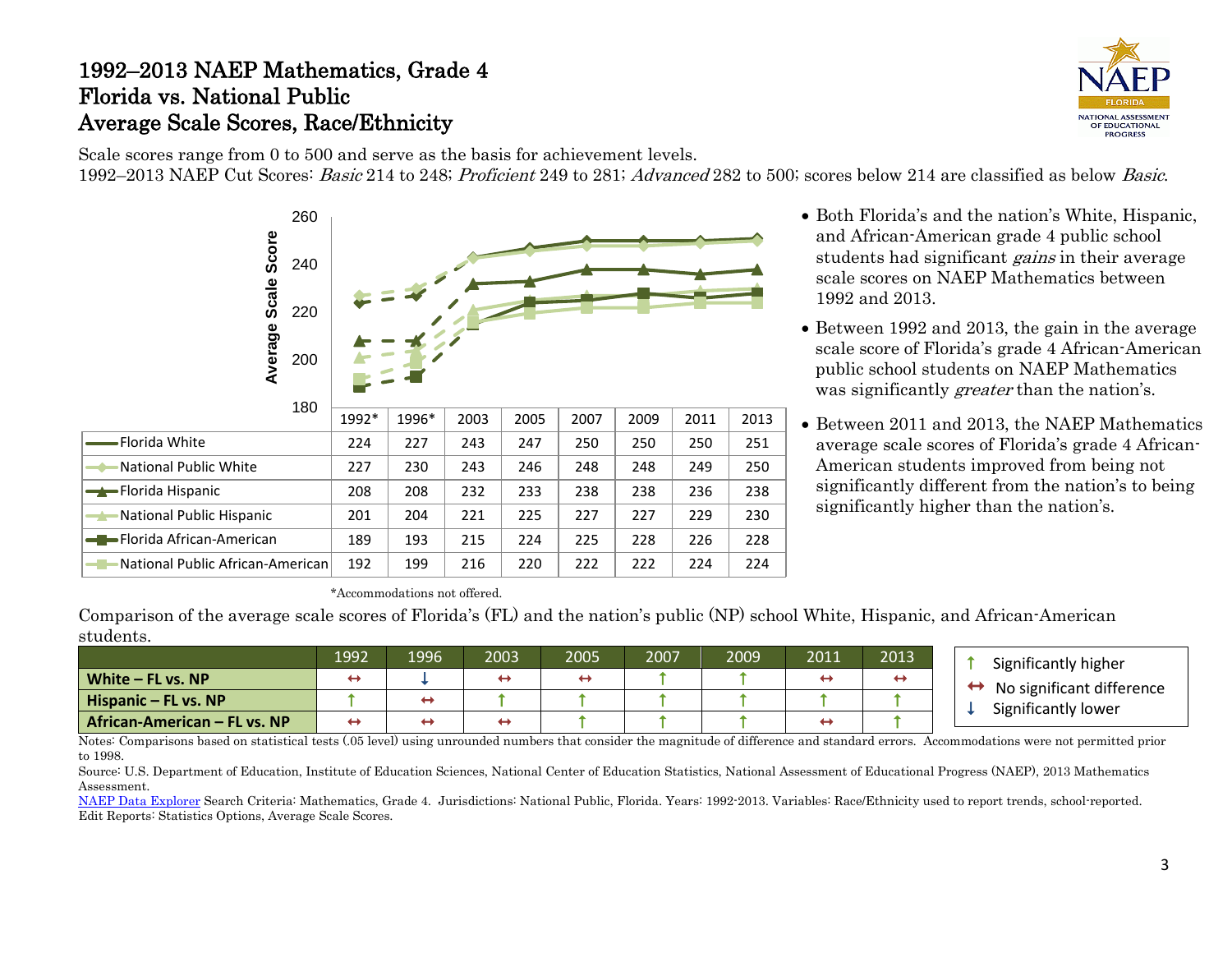# 1992–2013 NAEP Mathematics, Grade 4
# Florida vs. National Public
# Average Scale Scores, Race/Ethnicity

Scale scores range from 0 to 500 and serve as the basis for achievement levels.
1992–2013 NAEP Cut Scores: *Basic* 214 to 248; *Proficient* 249 to 281; *Advanced* 282 to 500; scores below 214 are classified as below *Basic*.

| | 1992* | 1996* | 2003 | 2005 | 2007 | 2009 | 2011 | 2013 |
|---|---|---|---|---|---|---|---|---|
| Florida White | 224 | 227 | 243 | 247 | 250 | 250 | 250 | 251 |
| National Public White | 227 | 230 | 243 | 246 | 248 | 248 | 249 | 250 |
| Florida Hispanic | 208 | 208 | 232 | 233 | 238 | 238 | 236 | 238 |
| National Public Hispanic | 201 | 204 | 221 | 225 | 227 | 227 | 229 | 230 |
| Florida African-American | 189 | 193 | 215 | 224 | 225 | 228 | 226 | 228 |
| National Public African-American | 192 | 199 | 216 | 220 | 222 | 222 | 224 | 224 |

*Accommodations not offered.

- Both Florida's and the nation's White, Hispanic, and African-American grade 4 public school students had significant *gains* in their average scale scores on NAEP Mathematics between 1992 and 2013.
- Between 1992 and 2013, the gain in the average scale score of Florida's grade 4 African-American public school students on NAEP Mathematics was significantly *greater* than the nation's.
- Between 2011 and 2013, the NAEP Mathematics average scale scores of Florida's grade 4 African-American students improved from being not significantly different from the nation's to being significantly higher than the nation's.

Comparison of the average scale scores of Florida's (FL) and the nation's public (NP) school White, Hispanic, and African-American students.

| | 1992 | 1996 | 2003 | 2005 | 2007 | 2009 | 2011 | 2013 |
|---|---|---|---|---|---|---|---|---|
| **White – FL vs. NP** | ↔ | ↓ | ↔ | ↔ | ↑ | ↑ | ↔ | ↔ |
| **Hispanic – FL vs. NP** | ↑ | ↔ | ↑ | ↑ | ↑ | ↑ | ↑ | ↑ |
| **African-American – FL vs. NP** | ↔ | ↔ | ↔ | ↑ | ↑ | ↑ | ↔ | ↑ |

↑ Significantly higher
↔ No significant difference
↓ Significantly lower

Notes: Comparisons based on statistical tests (.05 level) using unrounded numbers that consider the magnitude of difference and standard errors. Accommodations were not permitted prior to 1998.

Source: U.S. Department of Education, Institute of Education Sciences, National Center of Education Statistics, National Assessment of Educational Progress (NAEP), 2013 Mathematics Assessment.

NAEP Data Explorer Search Criteria: Mathematics, Grade 4. Jurisdictions: National Public, Florida. Years: 1992-2013. Variables: Race/Ethnicity used to report trends, school-reported. Edit Reports: Statistics Options, Average Scale Scores.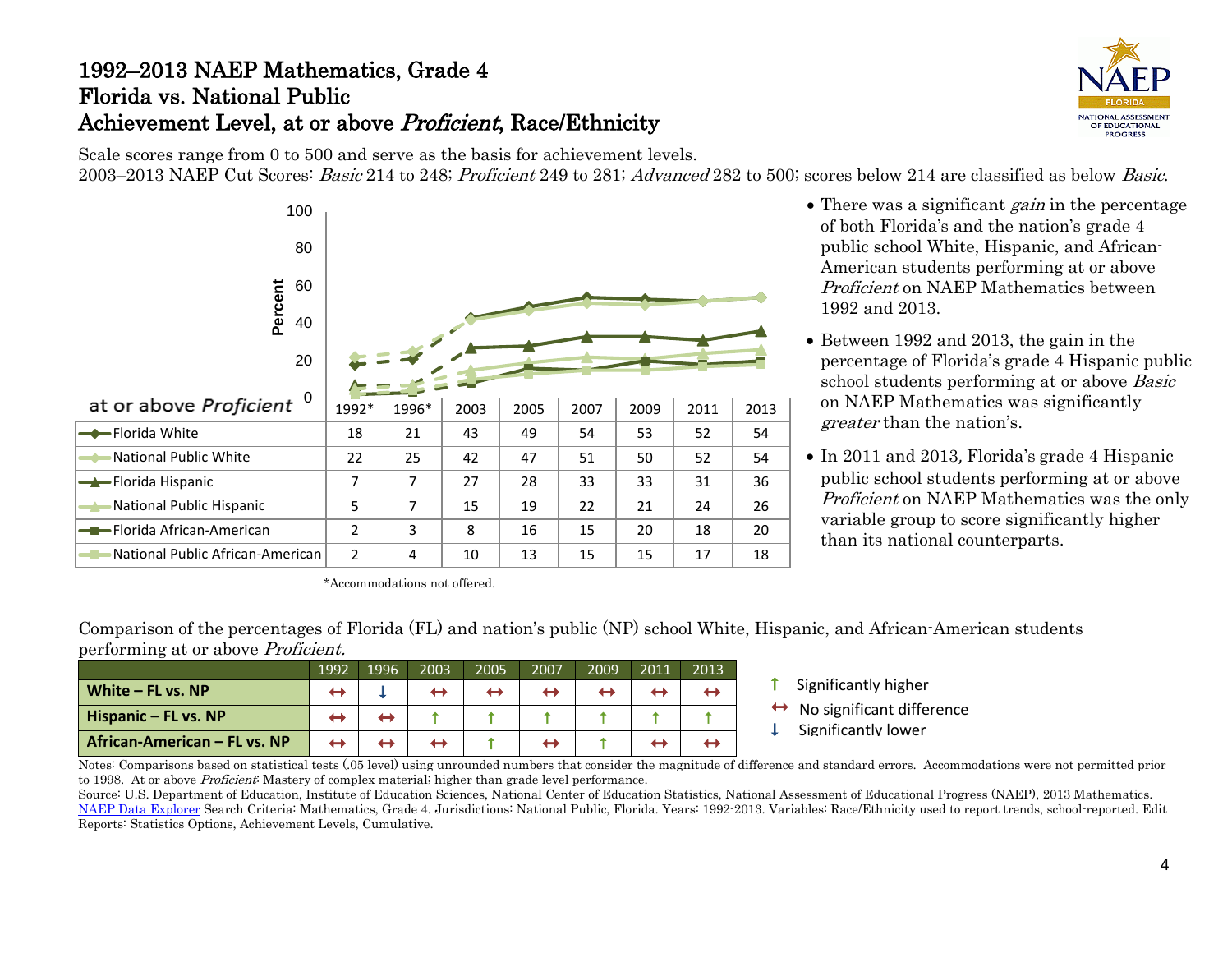# 1992–2013 NAEP Mathematics, Grade 4
## Florida vs. National Public
## Achievement Level, at or above *Proficient*, Race/Ethnicity

Scale scores range from 0 to 500 and serve as the basis for achievement levels.
2003–2013 NAEP Cut Scores: *Basic* 214 to 248; *Proficient* 249 to 281; *Advanced* 282 to 500; scores below 214 are classified as below *Basic*.

| at or above *Proficient* | 1992* | 1996* | 2003 | 2005 | 2007 | 2009 | 2011 | 2013 |
|---|---|---|---|---|---|---|---|---|
| Florida White | 18 | 21 | 43 | 49 | 54 | 53 | 52 | 54 |
| National Public White | 22 | 25 | 42 | 47 | 51 | 50 | 52 | 54 |
| Florida Hispanic | 7 | 7 | 27 | 28 | 33 | 33 | 31 | 36 |
| National Public Hispanic | 5 | 7 | 15 | 19 | 22 | 21 | 24 | 26 |
| Florida African-American | 2 | 3 | 8 | 16 | 15 | 20 | 18 | 20 |
| National Public African-American | 2 | 4 | 10 | 13 | 15 | 15 | 17 | 18 |

*Accommodations not offered.

- There was a significant *gain* in the percentage of both Florida's and the nation's grade 4 public school White, Hispanic, and African-American students performing at or above *Proficient* on NAEP Mathematics between 1992 and 2013.
- Between 1992 and 2013, the gain in the percentage of Florida's grade 4 Hispanic public school students performing at or above *Basic* on NAEP Mathematics was significantly *greater* than the nation's.
- In 2011 and 2013, Florida's grade 4 Hispanic public school students performing at or above *Proficient* on NAEP Mathematics was the only variable group to score significantly higher than its national counterparts.

Comparison of the percentages of Florida (FL) and nation's public (NP) school White, Hispanic, and African-American students performing at or above *Proficient*.

| | 1992 | 1996 | 2003 | 2005 | 2007 | 2009 | 2011 | 2013 |
|---|---|---|---|---|---|---|---|---|
| **White – FL vs. NP** | ↔ | ↓ | ↔ | ↔ | ↔ | ↔ | ↔ | ↔ |
| **Hispanic – FL vs. NP** | ↔ | ↔ | ↑ | ↑ | ↑ | ↑ | ↑ | ↑ |
| **African-American – FL vs. NP** | ↔ | ↔ | ↔ | ↑ | ↔ | ↑ | ↔ | ↔ |

↑ Significantly higher
↔ No significant difference
↓ Significantly lower

Notes: Comparisons based on statistical tests (.05 level) using unrounded numbers that consider the magnitude of difference and standard errors. Accommodations were not permitted prior to 1998. At or above *Proficient*: Mastery of complex material; higher than grade level performance.
Source: U.S. Department of Education, Institute of Education Sciences, National Center of Education Statistics, National Assessment of Educational Progress (NAEP), 2013 Mathematics. NAEP Data Explorer Search Criteria: Mathematics, Grade 4. Jurisdictions: National Public, Florida. Years: 1992-2013. Variables: Race/Ethnicity used to report trends, school-reported. Edit Reports: Statistics Options, Achievement Levels, Cumulative.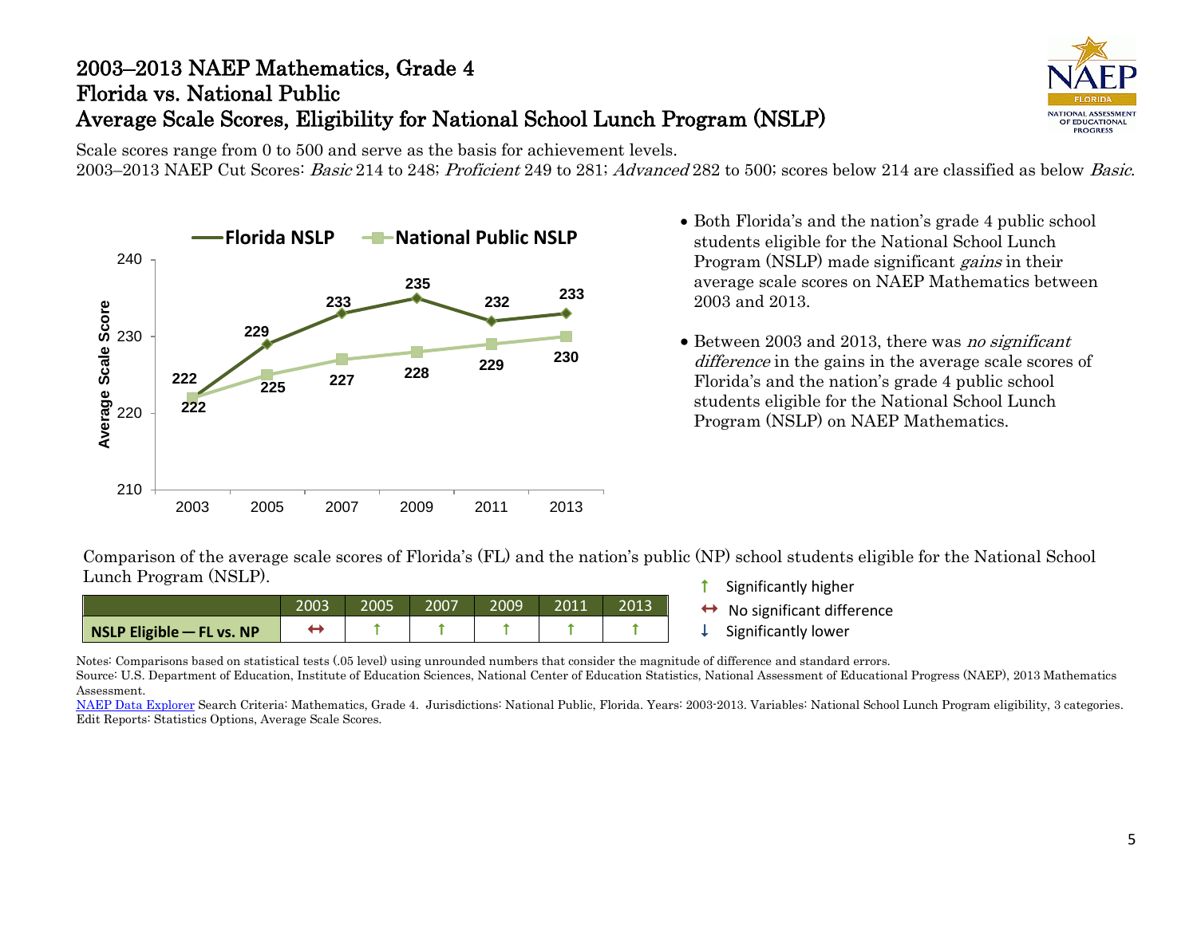# 2003–2013 NAEP Mathematics, Grade 4
# Florida vs. National Public
# Average Scale Scores, Eligibility for National School Lunch Program (NSLP)

Scale scores range from 0 to 500 and serve as the basis for achievement levels.
2003–2013 NAEP Cut Scores: *Basic* 214 to 248; *Proficient* 249 to 281; *Advanced* 282 to 500; scores below 214 are classified as below *Basic*.

| Year | Florida NSLP | National Public NSLP |
|---|---|---|
| 2003 | 222 | 222 |
| 2005 | 229 | 225 |
| 2007 | 233 | 227 |
| 2009 | 235 | 228 |
| 2011 | 232 | 229 |
| 2013 | 233 | 230 |

- Both Florida's and the nation's grade 4 public school students eligible for the National School Lunch Program (NSLP) made significant *gains* in their average scale scores on NAEP Mathematics between 2003 and 2013.
- Between 2003 and 2013, there was *no significant difference* in the gains in the average scale scores of Florida's and the nation's grade 4 public school students eligible for the National School Lunch Program (NSLP) on NAEP Mathematics.

Comparison of the average scale scores of Florida's (FL) and the nation's public (NP) school students eligible for the National School Lunch Program (NSLP).

| | 2003 | 2005 | 2007 | 2009 | 2011 | 2013 |
|---|---|---|---|---|---|---|
| **NSLP Eligible — FL vs. NP** | ↔ | ↑ | ↑ | ↑ | ↑ | ↑ |

↑ Significantly higher
↔ No significant difference
↓ Significantly lower

Notes: Comparisons based on statistical tests (.05 level) using unrounded numbers that consider the magnitude of difference and standard errors.
Source: U.S. Department of Education, Institute of Education Sciences, National Center of Education Statistics, National Assessment of Educational Progress (NAEP), 2013 Mathematics Assessment.
NAEP Data Explorer Search Criteria: Mathematics, Grade 4. Jurisdictions: National Public, Florida. Years: 2003-2013. Variables: National School Lunch Program eligibility, 3 categories. Edit Reports: Statistics Options, Average Scale Scores.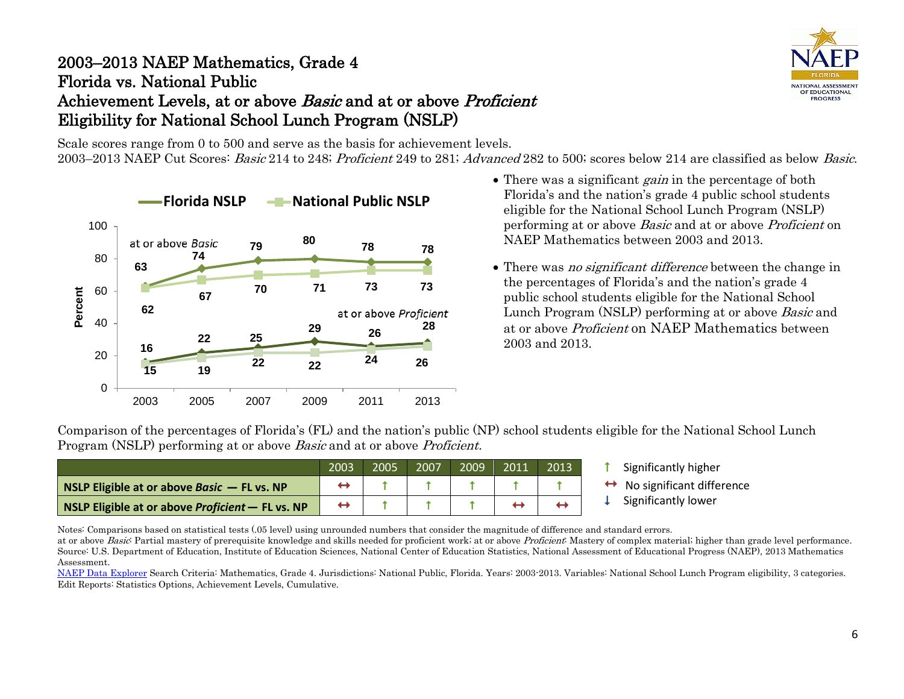# 2003–2013 NAEP Mathematics, Grade 4
## Florida vs. National Public
## Achievement Levels, at or above *Basic* and at or above *Proficient*
## Eligibility for National School Lunch Program (NSLP)

Scale scores range from 0 to 500 and serve as the basis for achievement levels.
2003–2013 NAEP Cut Scores: *Basic* 214 to 248; *Proficient* 249 to 281; *Advanced* 282 to 500; scores below 214 are classified as below *Basic*.

| Year | Florida NSLP at or above *Basic* | National Public NSLP at or above *Basic* | Florida NSLP at or above *Proficient* | National Public NSLP at or above *Proficient* |
|---|---|---|---|---|
| 2003 | 63 | 62 | 16 | 15 |
| 2005 | 74 | 67 | 22 | 19 |
| 2007 | 79 | 70 | 25 | 22 |
| 2009 | 80 | 71 | 29 | 22 |
| 2011 | 78 | 73 | 26 | 24 |
| 2013 | 78 | 73 | 28 | 26 |

- There was a significant *gain* in the percentage of both Florida's and the nation's grade 4 public school students eligible for the National School Lunch Program (NSLP) performing at or above *Basic* and at or above *Proficient* on NAEP Mathematics between 2003 and 2013.
- There was *no significant difference* between the change in the percentages of Florida's and the nation's grade 4 public school students eligible for the National School Lunch Program (NSLP) performing at or above *Basic* and at or above *Proficient* on NAEP Mathematics between 2003 and 2013.

Comparison of the percentages of Florida's (FL) and the nation's public (NP) school students eligible for the National School Lunch Program (NSLP) performing at or above *Basic* and at or above *Proficient*.

| | 2003 | 2005 | 2007 | 2009 | 2011 | 2013 |
|---|---|---|---|---|---|---|
| **NSLP Eligible at or above *Basic* — FL vs. NP** | ↔ | ↑ | ↑ | ↑ | ↑ | ↑ |
| **NSLP Eligible at or above *Proficient* — FL vs. NP** | ↔ | ↑ | ↑ | ↑ | ↔ | ↔ |

↑ Significantly higher
↔ No significant difference
↓ Significantly lower

Notes: Comparisons based on statistical tests (.05 level) using unrounded numbers that consider the magnitude of difference and standard errors.
at or above *Basic*: Partial mastery of prerequisite knowledge and skills needed for proficient work; at or above *Proficient*: Mastery of complex material; higher than grade level performance.
Source: U.S. Department of Education, Institute of Education Sciences, National Center of Education Statistics, National Assessment of Educational Progress (NAEP), 2013 Mathematics Assessment.
NAEP Data Explorer Search Criteria: Mathematics, Grade 4. Jurisdictions: National Public, Florida. Years: 2003-2013. Variables: National School Lunch Program eligibility, 3 categories. Edit Reports: Statistics Options, Achievement Levels, Cumulative.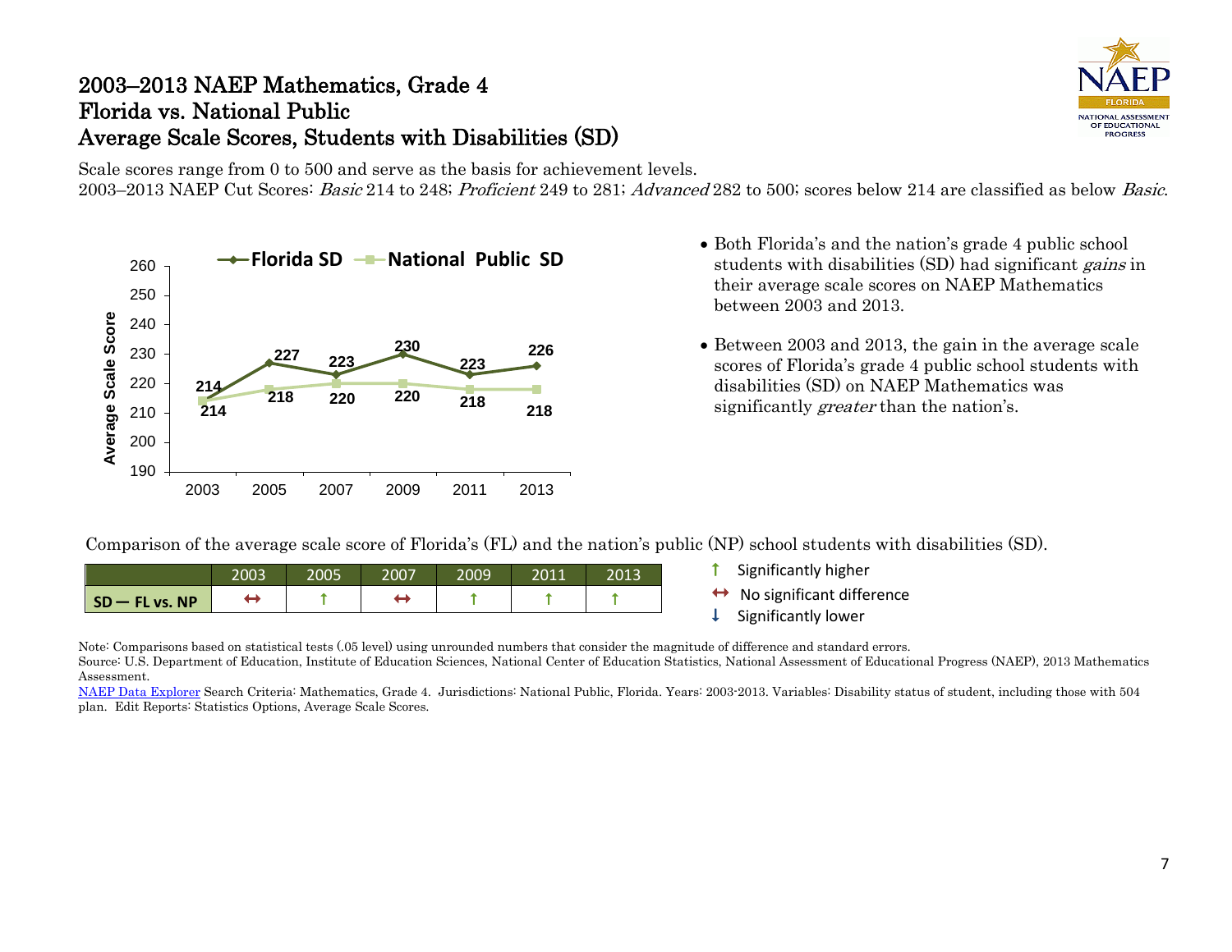# 2003–2013 NAEP Mathematics, Grade 4
# Florida vs. National Public
# Average Scale Scores, Students with Disabilities (SD)

Scale scores range from 0 to 500 and serve as the basis for achievement levels.
2003–2013 NAEP Cut Scores: *Basic* 214 to 248; *Proficient* 249 to 281; *Advanced* 282 to 500; scores below 214 are classified as below *Basic*.

| Year | Florida SD | National Public SD |
|---|---|---|
| 2003 | 214 | 214 |
| 2005 | 227 | 218 |
| 2007 | 223 | 220 |
| 2009 | 230 | 220 |
| 2011 | 223 | 218 |
| 2013 | 226 | 218 |

- Both Florida's and the nation's grade 4 public school students with disabilities (SD) had significant *gains* in their average scale scores on NAEP Mathematics between 2003 and 2013.
- Between 2003 and 2013, the gain in the average scale scores of Florida's grade 4 public school students with disabilities (SD) on NAEP Mathematics was significantly *greater* than the nation's.

Comparison of the average scale score of Florida's (FL) and the nation's public (NP) school students with disabilities (SD).

| | 2003 | 2005 | 2007 | 2009 | 2011 | 2013 |
|---|---|---|---|---|---|---|
| SD — FL vs. NP | ↔ | ↑ | ↔ | ↑ | ↑ | ↑ |

↑ Significantly higher
↔ No significant difference
↓ Significantly lower

Note: Comparisons based on statistical tests (.05 level) using unrounded numbers that consider the magnitude of difference and standard errors.
Source: U.S. Department of Education, Institute of Education Sciences, National Center of Education Statistics, National Assessment of Educational Progress (NAEP), 2013 Mathematics Assessment.
NAEP Data Explorer Search Criteria: Mathematics, Grade 4. Jurisdictions: National Public, Florida. Years: 2003-2013. Variables: Disability status of student, including those with 504 plan. Edit Reports: Statistics Options, Average Scale Scores.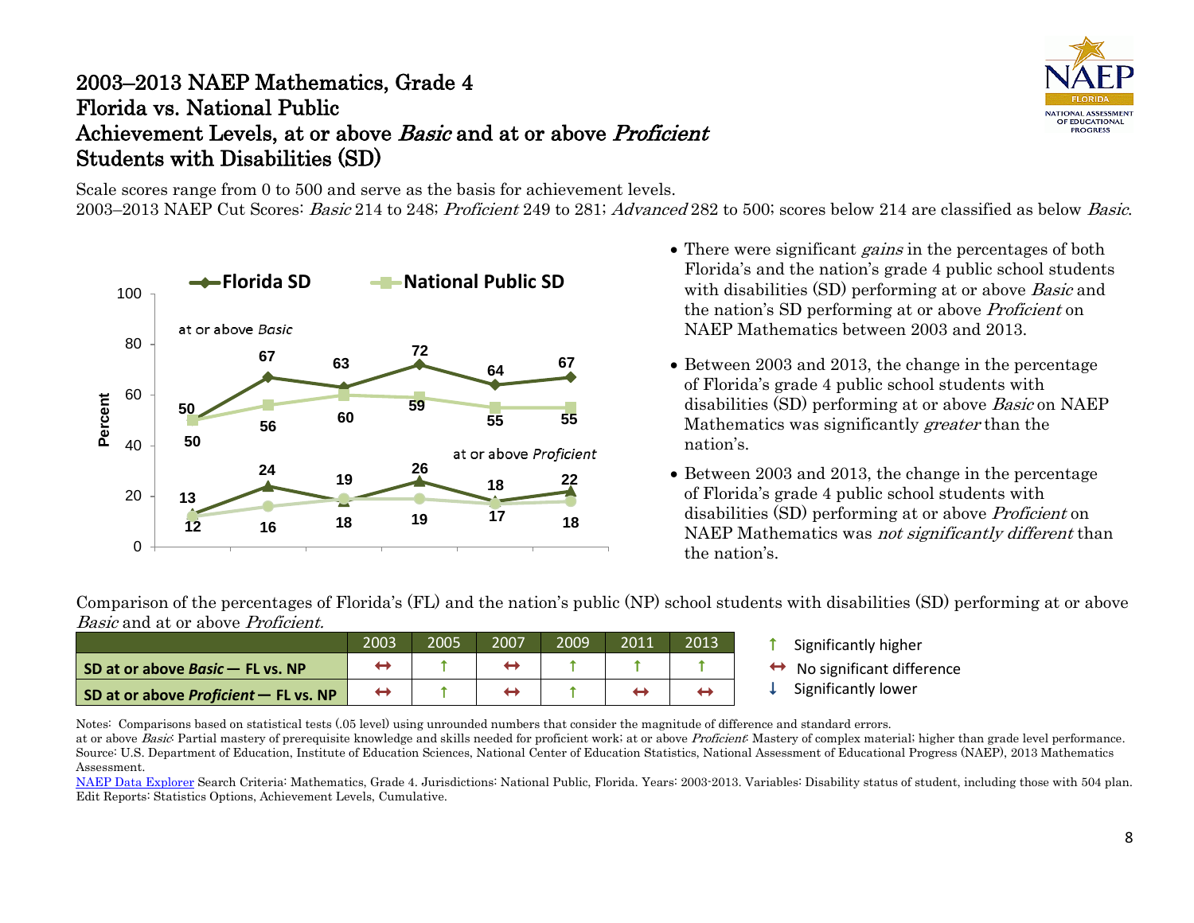# 2003–2013 NAEP Mathematics, Grade 4
# Florida vs. National Public
# Achievement Levels, at or above *Basic* and at or above *Proficient*
# Students with Disabilities (SD)

Scale scores range from 0 to 500 and serve as the basis for achievement levels.
2003–2013 NAEP Cut Scores: *Basic* 214 to 248; *Proficient* 249 to 281; *Advanced* 282 to 500; scores below 214 are classified as below *Basic*.

| | 2003 | 2005 | 2007 | 2009 | 2011 | 2013 |
|---|---|---|---|---|---|---|
| Florida SD at or above *Basic* | 50 | 67 | 63 | 72 | 64 | 67 |
| National Public SD at or above *Basic* | 50 | 56 | 60 | 59 | 55 | 55 |
| Florida SD at or above *Proficient* | 13 | 24 | 18 | 26 | 18 | 22 |
| National Public SD at or above *Proficient* | 12 | 16 | 19 | 19 | 17 | 18 |

- There were significant *gains* in the percentages of both Florida's and the nation's grade 4 public school students with disabilities (SD) performing at or above *Basic* and the nation's SD performing at or above *Proficient* on NAEP Mathematics between 2003 and 2013.
- Between 2003 and 2013, the change in the percentage of Florida's grade 4 public school students with disabilities (SD) performing at or above *Basic* on NAEP Mathematics was significantly *greater* than the nation's.
- Between 2003 and 2013, the change in the percentage of Florida's grade 4 public school students with disabilities (SD) performing at or above *Proficient* on NAEP Mathematics was *not significantly different* than the nation's.

Comparison of the percentages of Florida's (FL) and the nation's public (NP) school students with disabilities (SD) performing at or above *Basic* and at or above *Proficient.*

| | 2003 | 2005 | 2007 | 2009 | 2011 | 2013 |
|---|---|---|---|---|---|---|
| **SD at or above *Basic* — FL vs. NP** | ↔ | ↑ | ↔ | ↑ | ↑ | ↑ |
| **SD at or above *Proficient* — FL vs. NP** | ↔ | ↑ | ↔ | ↑ | ↔ | ↔ |

↑ Significantly higher
↔ No significant difference
↓ Significantly lower

Notes: Comparisons based on statistical tests (.05 level) using unrounded numbers that consider the magnitude of difference and standard errors.
at or above *Basic*: Partial mastery of prerequisite knowledge and skills needed for proficient work; at or above *Proficient*: Mastery of complex material; higher than grade level performance.
Source: U.S. Department of Education, Institute of Education Sciences, National Center of Education Statistics, National Assessment of Educational Progress (NAEP), 2013 Mathematics Assessment.
NAEP Data Explorer Search Criteria: Mathematics, Grade 4. Jurisdictions: National Public, Florida. Years: 2003-2013. Variables: Disability status of student, including those with 504 plan. Edit Reports: Statistics Options, Achievement Levels, Cumulative.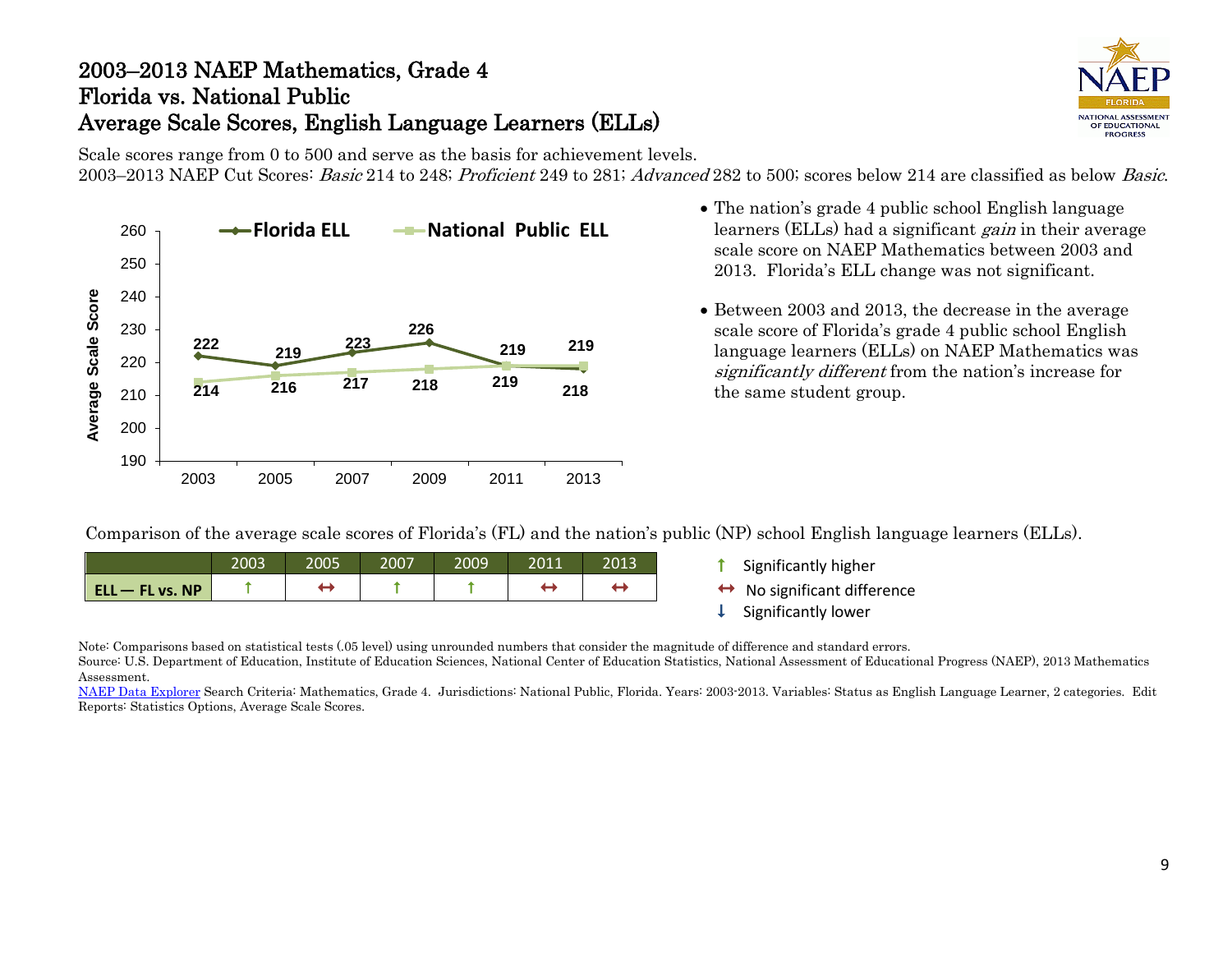# 2003–2013 NAEP Mathematics, Grade 4
# Florida vs. National Public
# Average Scale Scores, English Language Learners (ELLs)

Scale scores range from 0 to 500 and serve as the basis for achievement levels.
2003–2013 NAEP Cut Scores: *Basic* 214 to 248; *Proficient* 249 to 281; *Advanced* 282 to 500; scores below 214 are classified as below *Basic*.

| Year | Florida ELL | National Public ELL |
|---|---|---|
| 2003 | 222 | 214 |
| 2005 | 219 | 216 |
| 2007 | 223 | 217 |
| 2009 | 226 | 218 |
| 2011 | 219 | 219 |
| 2013 | 218 | 219 |

- The nation's grade 4 public school English language learners (ELLs) had a significant *gain* in their average scale score on NAEP Mathematics between 2003 and 2013. Florida's ELL change was not significant.
- Between 2003 and 2013, the decrease in the average scale score of Florida's grade 4 public school English language learners (ELLs) on NAEP Mathematics was *significantly different* from the nation's increase for the same student group.

Comparison of the average scale scores of Florida's (FL) and the nation's public (NP) school English language learners (ELLs).

| | 2003 | 2005 | 2007 | 2009 | 2011 | 2013 |
|---|---|---|---|---|---|---|
| **ELL — FL vs. NP** | ↑ | ↔ | ↑ | ↑ | ↔ | ↔ |

↑ Significantly higher
↔ No significant difference
↓ Significantly lower

Note: Comparisons based on statistical tests (.05 level) using unrounded numbers that consider the magnitude of difference and standard errors.
Source: U.S. Department of Education, Institute of Education Sciences, National Center of Education Statistics, National Assessment of Educational Progress (NAEP), 2013 Mathematics Assessment.
NAEP Data Explorer Search Criteria: Mathematics, Grade 4. Jurisdictions: National Public, Florida. Years: 2003-2013. Variables: Status as English Language Learner, 2 categories. Edit Reports: Statistics Options, Average Scale Scores.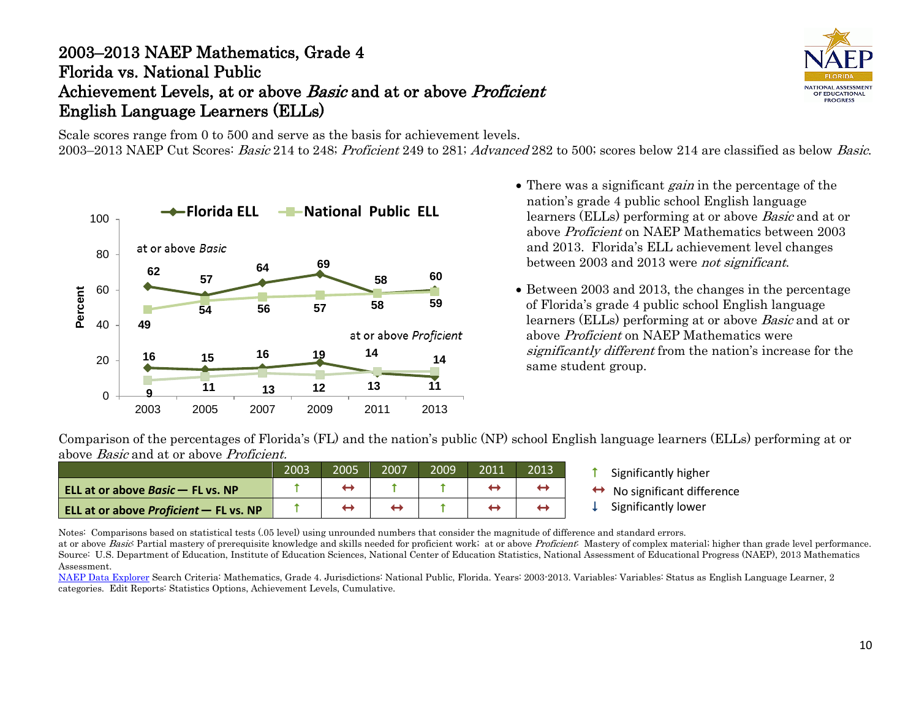# 2003–2013 NAEP Mathematics, Grade 4
# Florida vs. National Public
# Achievement Levels, at or above *Basic* and at or above *Proficient*
# English Language Learners (ELLs)

Scale scores range from 0 to 500 and serve as the basis for achievement levels.
2003–2013 NAEP Cut Scores: *Basic* 214 to 248; *Proficient* 249 to 281; *Advanced* 282 to 500; scores below 214 are classified as below *Basic*.

Florida ELL
National Public ELL

Percent

100
80
60
40
20
0

at or above *Basic*

62
57
64
69
58
60

49
54
56
57
58
59

at or above *Proficient*

16
15
16
19
14
14

9
11
13
12
13
11

2003
2005
2007
2009
2011
2013

- There was a significant *gain* in the percentage of the nation's grade 4 public school English language learners (ELLs) performing at or above *Basic* and at or above *Proficient* on NAEP Mathematics between 2003 and 2013. Florida's ELL achievement level changes between 2003 and 2013 were *not significant*.
- Between 2003 and 2013, the changes in the percentage of Florida's grade 4 public school English language learners (ELLs) performing at or above *Basic* and at or above *Proficient* on NAEP Mathematics were *significantly different* from the nation's increase for the same student group.

Comparison of the percentages of Florida's (FL) and the nation's public (NP) school English language learners (ELLs) performing at or above *Basic* and at or above *Proficient.*

| | 2003 | 2005 | 2007 | 2009 | 2011 | 2013 |
|---|---|---|---|---|---|---|
| **ELL at or above *Basic* — FL vs. NP** | ↑ | ↔ | ↑ | ↑ | ↔ | ↔ |
| **ELL at or above *Proficient* — FL vs. NP** | ↑ | ↔ | ↔ | ↑ | ↔ | ↔ |

↑ Significantly higher
↔ No significant difference
↓ Significantly lower

Notes: Comparisons based on statistical tests (.05 level) using unrounded numbers that consider the magnitude of difference and standard errors.
at or above *Basic*: Partial mastery of prerequisite knowledge and skills needed for proficient work; at or above *Proficient*: Mastery of complex material; higher than grade level performance.
Source: U.S. Department of Education, Institute of Education Sciences, National Center of Education Statistics, National Assessment of Educational Progress (NAEP), 2013 Mathematics Assessment.
NAEP Data Explorer Search Criteria: Mathematics, Grade 4. Jurisdictions: National Public, Florida. Years: 2003-2013. Variables: Variables: Status as English Language Learner, 2 categories. Edit Reports: Statistics Options, Achievement Levels, Cumulative.